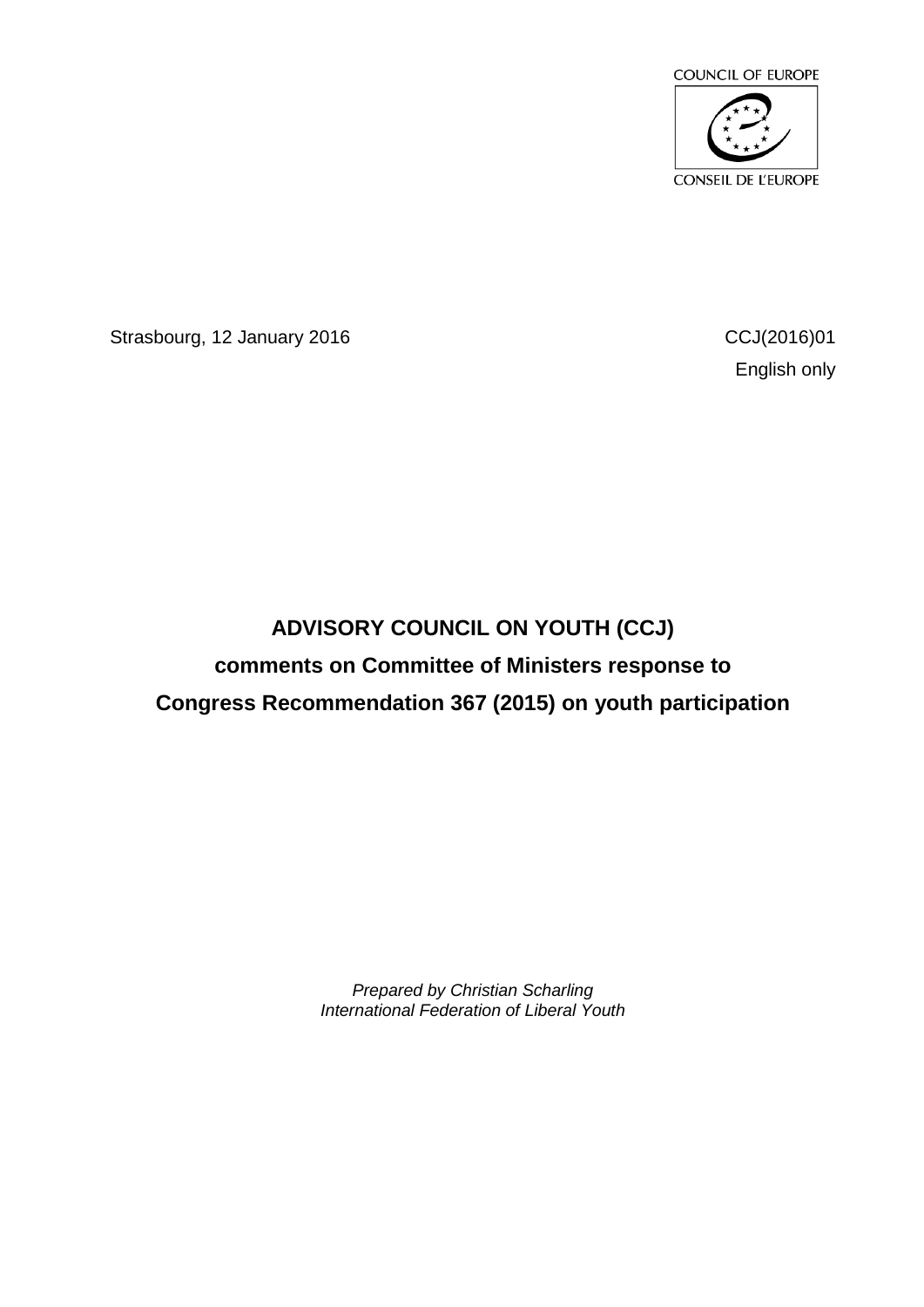COUNCIL OF EUROPE

CONSEIL DE L'EUROPE

Strasbourg, 12 January 2016

CCJ(2016)01

English only

# ADVISORY COUNCIL ON YOUTH (CCJ)
# comments on Committee of Ministers response to
# Congress Recommendation 367 (2015) on youth participation

*Prepared by Christian Scharling*
*International Federation of Liberal Youth*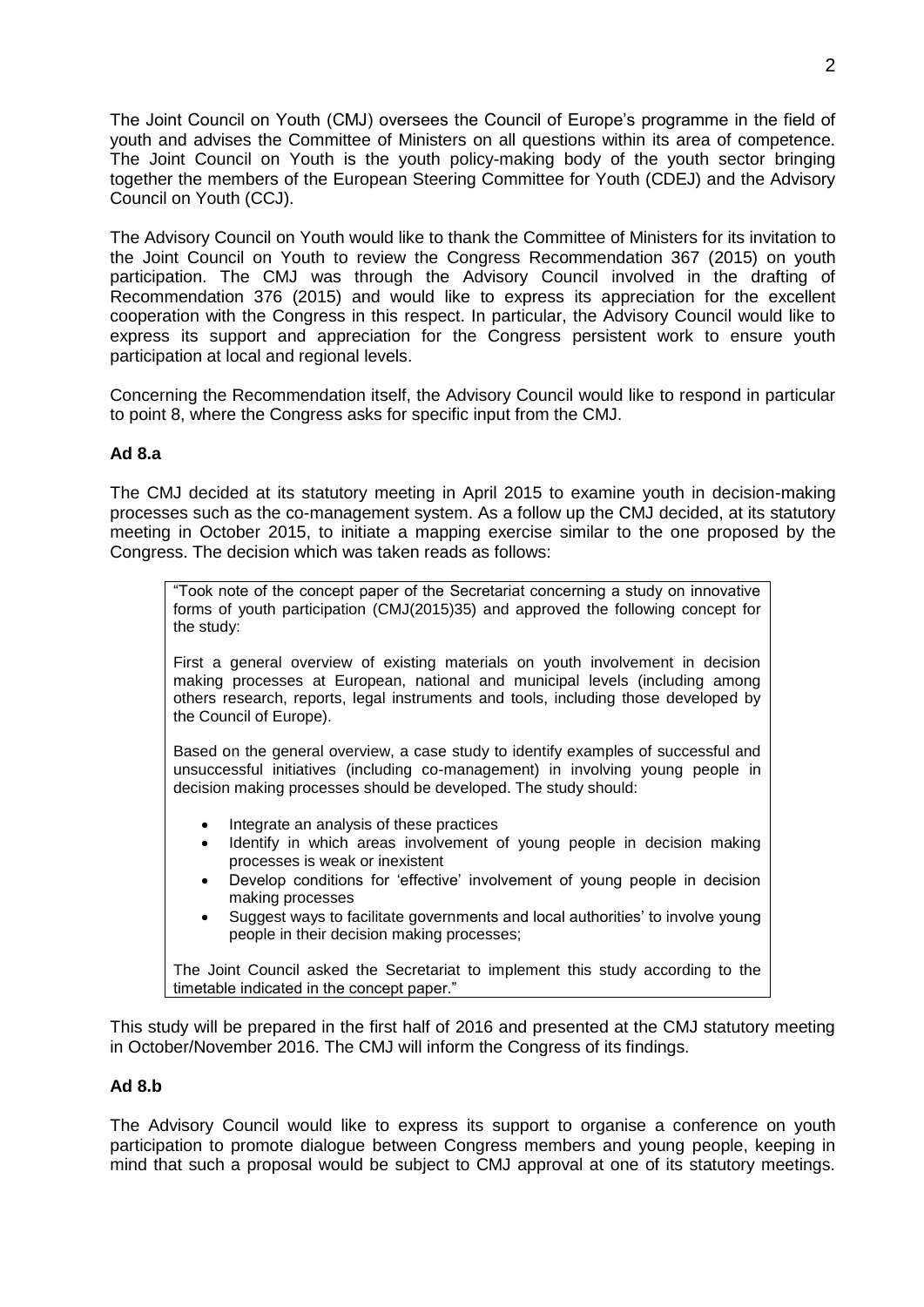The Joint Council on Youth (CMJ) oversees the Council of Europe's programme in the field of youth and advises the Committee of Ministers on all questions within its area of competence. The Joint Council on Youth is the youth policy-making body of the youth sector bringing together the members of the European Steering Committee for Youth (CDEJ) and the Advisory Council on Youth (CCJ).

The Advisory Council on Youth would like to thank the Committee of Ministers for its invitation to the Joint Council on Youth to review the Congress Recommendation 367 (2015) on youth participation. The CMJ was through the Advisory Council involved in the drafting of Recommendation 376 (2015) and would like to express its appreciation for the excellent cooperation with the Congress in this respect. In particular, the Advisory Council would like to express its support and appreciation for the Congress persistent work to ensure youth participation at local and regional levels.

Concerning the Recommendation itself, the Advisory Council would like to respond in particular to point 8, where the Congress asks for specific input from the CMJ.

**Ad 8.a**

The CMJ decided at its statutory meeting in April 2015 to examine youth in decision-making processes such as the co-management system. As a follow up the CMJ decided, at its statutory meeting in October 2015, to initiate a mapping exercise similar to the one proposed by the Congress. The decision which was taken reads as follows:

> "Took note of the concept paper of the Secretariat concerning a study on innovative forms of youth participation (CMJ(2015)35) and approved the following concept for the study:
>
> First a general overview of existing materials on youth involvement in decision making processes at European, national and municipal levels (including among others research, reports, legal instruments and tools, including those developed by the Council of Europe).
>
> Based on the general overview, a case study to identify examples of successful and unsuccessful initiatives (including co-management) in involving young people in decision making processes should be developed. The study should:
>
> - Integrate an analysis of these practices
> - Identify in which areas involvement of young people in decision making processes is weak or inexistent
> - Develop conditions for 'effective' involvement of young people in decision making processes
> - Suggest ways to facilitate governments and local authorities' to involve young people in their decision making processes;
>
> The Joint Council asked the Secretariat to implement this study according to the timetable indicated in the concept paper."

This study will be prepared in the first half of 2016 and presented at the CMJ statutory meeting in October/November 2016. The CMJ will inform the Congress of its findings.

**Ad 8.b**

The Advisory Council would like to express its support to organise a conference on youth participation to promote dialogue between Congress members and young people, keeping in mind that such a proposal would be subject to CMJ approval at one of its statutory meetings.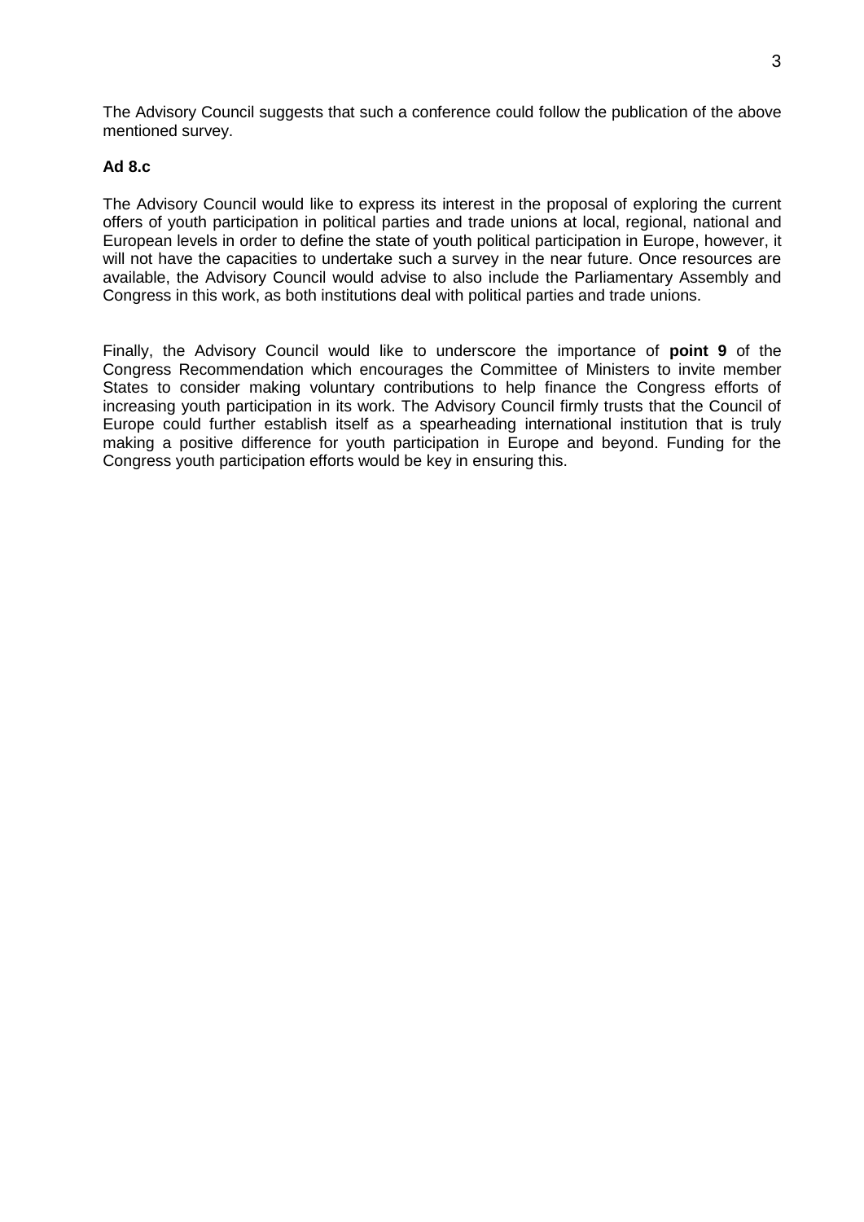The Advisory Council suggests that such a conference could follow the publication of the above mentioned survey.

**Ad 8.c**

The Advisory Council would like to express its interest in the proposal of exploring the current offers of youth participation in political parties and trade unions at local, regional, national and European levels in order to define the state of youth political participation in Europe, however, it will not have the capacities to undertake such a survey in the near future. Once resources are available, the Advisory Council would advise to also include the Parliamentary Assembly and Congress in this work, as both institutions deal with political parties and trade unions.

Finally, the Advisory Council would like to underscore the importance of **point 9** of the Congress Recommendation which encourages the Committee of Ministers to invite member States to consider making voluntary contributions to help finance the Congress efforts of increasing youth participation in its work. The Advisory Council firmly trusts that the Council of Europe could further establish itself as a spearheading international institution that is truly making a positive difference for youth participation in Europe and beyond. Funding for the Congress youth participation efforts would be key in ensuring this.